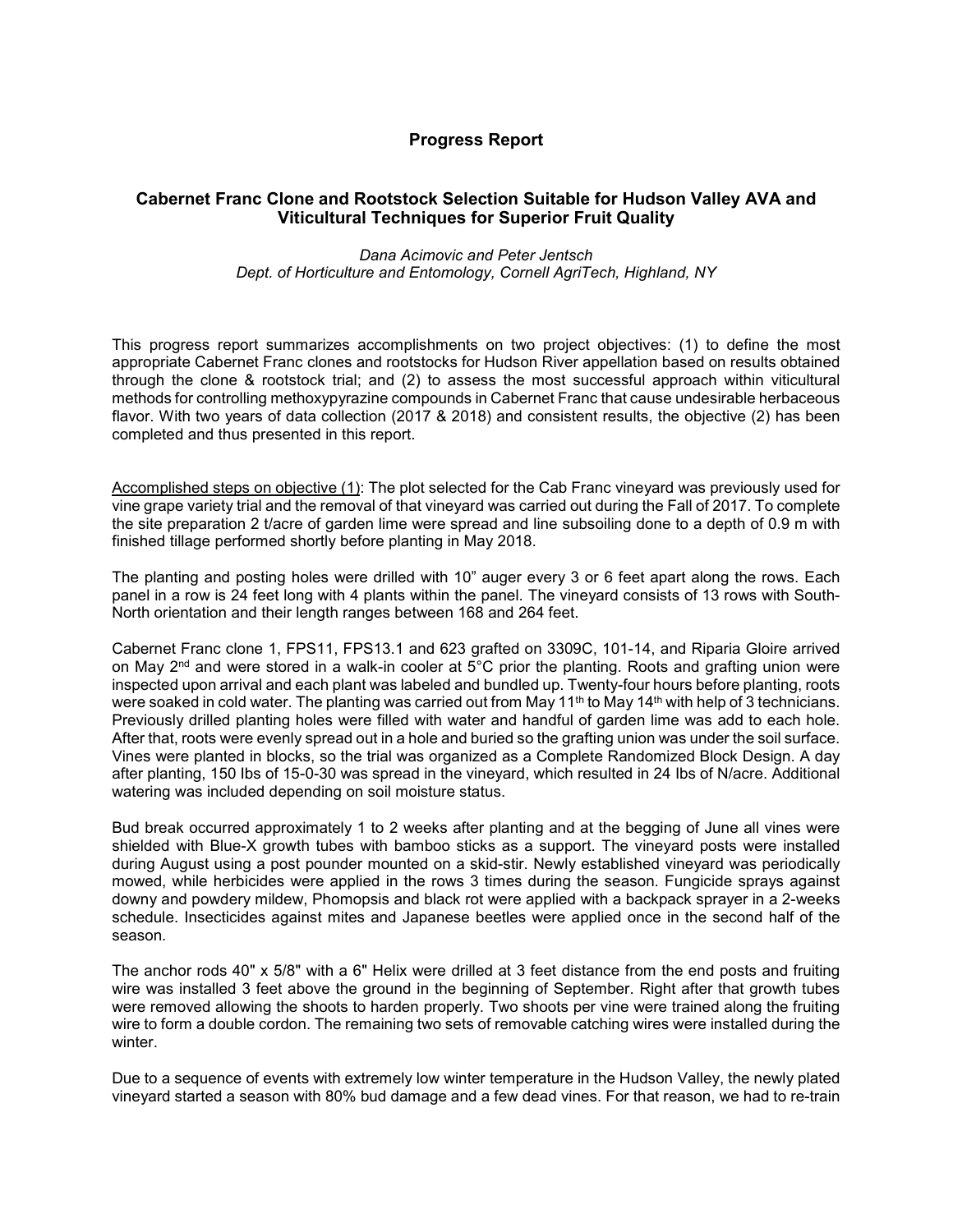## Progress Report

### Cabernet Franc Clone and Rootstock Selection Suitable for Hudson Valley AVA and Viticultural Techniques for Superior Fruit Quality

*Dana Acimovic and Peter Jentsch*
*Dept. of Horticulture and Entomology, Cornell AgriTech, Highland, NY*

This progress report summarizes accomplishments on two project objectives: (1) to define the most appropriate Cabernet Franc clones and rootstocks for Hudson River appellation based on results obtained through the clone & rootstock trial; and (2) to assess the most successful approach within viticultural methods for controlling methoxypyrazine compounds in Cabernet Franc that cause undesirable herbaceous flavor. With two years of data collection (2017 & 2018) and consistent results, the objective (2) has been completed and thus presented in this report.

<u>Accomplished steps on objective (1)</u>: The plot selected for the Cab Franc vineyard was previously used for vine grape variety trial and the removal of that vineyard was carried out during the Fall of 2017. To complete the site preparation 2 t/acre of garden lime were spread and line subsoiling done to a depth of 0.9 m with finished tillage performed shortly before planting in May 2018.

The planting and posting holes were drilled with 10" auger every 3 or 6 feet apart along the rows. Each panel in a row is 24 feet long with 4 plants within the panel. The vineyard consists of 13 rows with South-North orientation and their length ranges between 168 and 264 feet.

Cabernet Franc clone 1, FPS11, FPS13.1 and 623 grafted on 3309C, 101-14, and Riparia Gloire arrived on May 2nd and were stored in a walk-in cooler at 5°C prior the planting. Roots and grafting union were inspected upon arrival and each plant was labeled and bundled up. Twenty-four hours before planting, roots were soaked in cold water. The planting was carried out from May 11th to May 14th with help of 3 technicians. Previously drilled planting holes were filled with water and handful of garden lime was add to each hole. After that, roots were evenly spread out in a hole and buried so the grafting union was under the soil surface. Vines were planted in blocks, so the trial was organized as a Complete Randomized Block Design. A day after planting, 150 lbs of 15-0-30 was spread in the vineyard, which resulted in 24 lbs of N/acre. Additional watering was included depending on soil moisture status.

Bud break occurred approximately 1 to 2 weeks after planting and at the begging of June all vines were shielded with Blue-X growth tubes with bamboo sticks as a support. The vineyard posts were installed during August using a post pounder mounted on a skid-stir. Newly established vineyard was periodically mowed, while herbicides were applied in the rows 3 times during the season. Fungicide sprays against downy and powdery mildew, Phomopsis and black rot were applied with a backpack sprayer in a 2-weeks schedule. Insecticides against mites and Japanese beetles were applied once in the second half of the season.

The anchor rods 40" x 5/8" with a 6" Helix were drilled at 3 feet distance from the end posts and fruiting wire was installed 3 feet above the ground in the beginning of September. Right after that growth tubes were removed allowing the shoots to harden properly. Two shoots per vine were trained along the fruiting wire to form a double cordon. The remaining two sets of removable catching wires were installed during the winter.

Due to a sequence of events with extremely low winter temperature in the Hudson Valley, the newly plated vineyard started a season with 80% bud damage and a few dead vines. For that reason, we had to re-train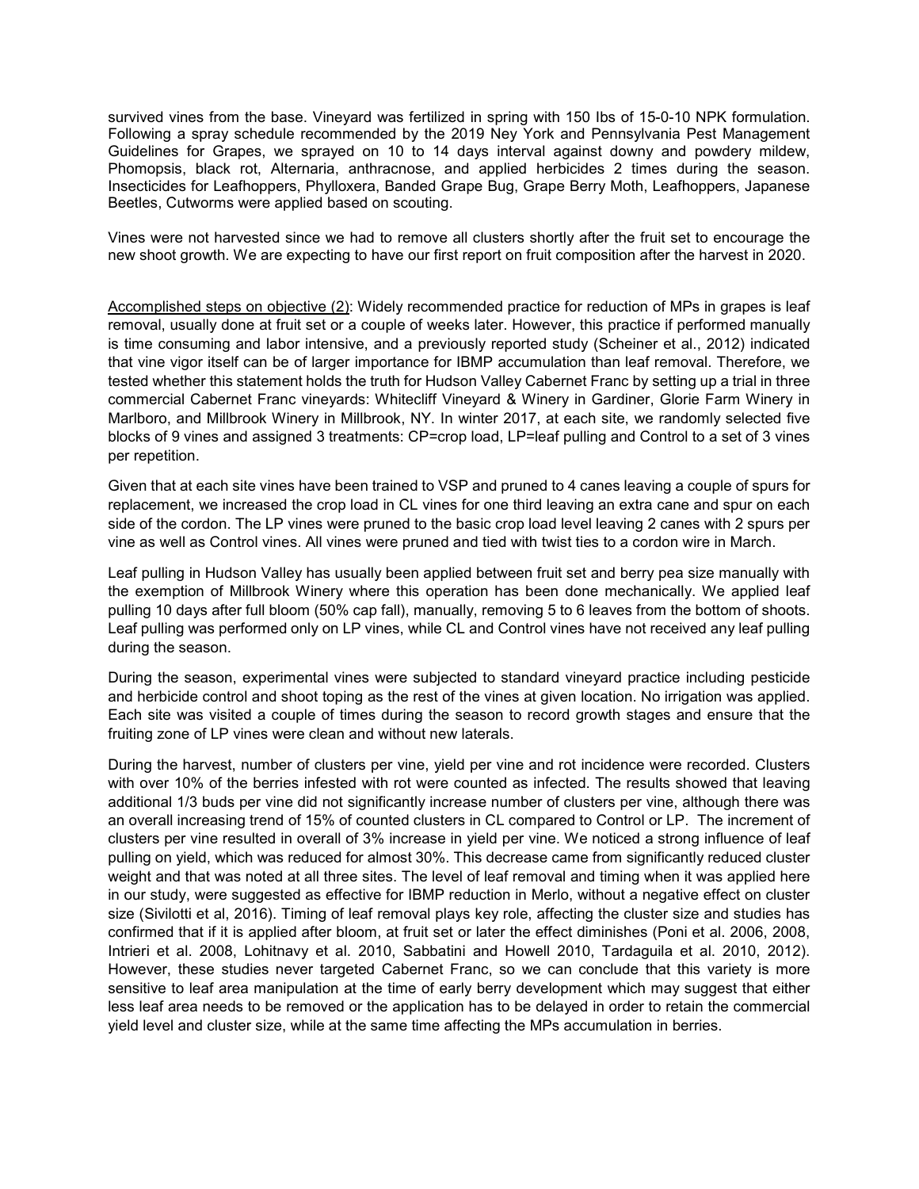survived vines from the base. Vineyard was fertilized in spring with 150 Ibs of 15-0-10 NPK formulation. Following a spray schedule recommended by the 2019 Ney York and Pennsylvania Pest Management Guidelines for Grapes, we sprayed on 10 to 14 days interval against downy and powdery mildew, Phomopsis, black rot, Alternaria, anthracnose, and applied herbicides 2 times during the season. Insecticides for Leafhoppers, Phylloxera, Banded Grape Bug, Grape Berry Moth, Leafhoppers, Japanese Beetles, Cutworms were applied based on scouting.

Vines were not harvested since we had to remove all clusters shortly after the fruit set to encourage the new shoot growth. We are expecting to have our first report on fruit composition after the harvest in 2020.

<u>Accomplished steps on objective (2)</u>: Widely recommended practice for reduction of MPs in grapes is leaf removal, usually done at fruit set or a couple of weeks later. However, this practice if performed manually is time consuming and labor intensive, and a previously reported study (Scheiner et al., 2012) indicated that vine vigor itself can be of larger importance for IBMP accumulation than leaf removal. Therefore, we tested whether this statement holds the truth for Hudson Valley Cabernet Franc by setting up a trial in three commercial Cabernet Franc vineyards: Whitecliff Vineyard & Winery in Gardiner, Glorie Farm Winery in Marlboro, and Millbrook Winery in Millbrook, NY. In winter 2017, at each site, we randomly selected five blocks of 9 vines and assigned 3 treatments: CP=crop load, LP=leaf pulling and Control to a set of 3 vines per repetition.

Given that at each site vines have been trained to VSP and pruned to 4 canes leaving a couple of spurs for replacement, we increased the crop load in CL vines for one third leaving an extra cane and spur on each side of the cordon. The LP vines were pruned to the basic crop load level leaving 2 canes with 2 spurs per vine as well as Control vines. All vines were pruned and tied with twist ties to a cordon wire in March.

Leaf pulling in Hudson Valley has usually been applied between fruit set and berry pea size manually with the exemption of Millbrook Winery where this operation has been done mechanically. We applied leaf pulling 10 days after full bloom (50% cap fall), manually, removing 5 to 6 leaves from the bottom of shoots. Leaf pulling was performed only on LP vines, while CL and Control vines have not received any leaf pulling during the season.

During the season, experimental vines were subjected to standard vineyard practice including pesticide and herbicide control and shoot toping as the rest of the vines at given location. No irrigation was applied. Each site was visited a couple of times during the season to record growth stages and ensure that the fruiting zone of LP vines were clean and without new laterals.

During the harvest, number of clusters per vine, yield per vine and rot incidence were recorded. Clusters with over 10% of the berries infested with rot were counted as infected. The results showed that leaving additional 1/3 buds per vine did not significantly increase number of clusters per vine, although there was an overall increasing trend of 15% of counted clusters in CL compared to Control or LP. The increment of clusters per vine resulted in overall of 3% increase in yield per vine. We noticed a strong influence of leaf pulling on yield, which was reduced for almost 30%. This decrease came from significantly reduced cluster weight and that was noted at all three sites. The level of leaf removal and timing when it was applied here in our study, were suggested as effective for IBMP reduction in Merlo, without a negative effect on cluster size (Sivilotti et al, 2016). Timing of leaf removal plays key role, affecting the cluster size and studies has confirmed that if it is applied after bloom, at fruit set or later the effect diminishes (Poni et al. 2006, 2008, Intrieri et al. 2008, Lohitnavy et al. 2010, Sabbatini and Howell 2010, Tardaguila et al. 2010, 2012). However, these studies never targeted Cabernet Franc, so we can conclude that this variety is more sensitive to leaf area manipulation at the time of early berry development which may suggest that either less leaf area needs to be removed or the application has to be delayed in order to retain the commercial yield level and cluster size, while at the same time affecting the MPs accumulation in berries.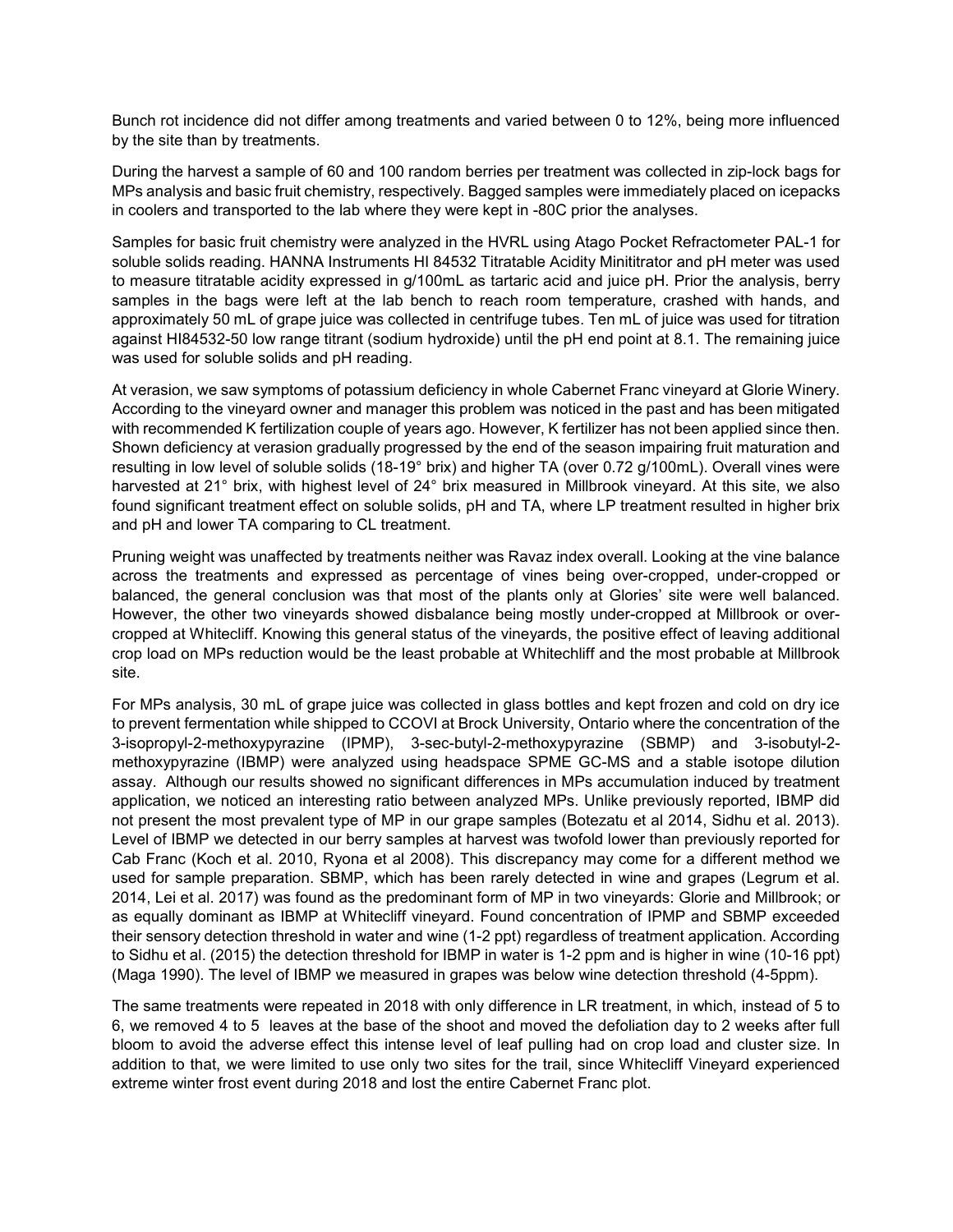Bunch rot incidence did not differ among treatments and varied between 0 to 12%, being more influenced by the site than by treatments.

During the harvest a sample of 60 and 100 random berries per treatment was collected in zip-lock bags for MPs analysis and basic fruit chemistry, respectively. Bagged samples were immediately placed on icepacks in coolers and transported to the lab where they were kept in -80C prior the analyses.

Samples for basic fruit chemistry were analyzed in the HVRL using Atago Pocket Refractometer PAL-1 for soluble solids reading. HANNA Instruments HI 84532 Titratable Acidity Minititrator and pH meter was used to measure titratable acidity expressed in g/100mL as tartaric acid and juice pH. Prior the analysis, berry samples in the bags were left at the lab bench to reach room temperature, crashed with hands, and approximately 50 mL of grape juice was collected in centrifuge tubes. Ten mL of juice was used for titration against HI84532-50 low range titrant (sodium hydroxide) until the pH end point at 8.1. The remaining juice was used for soluble solids and pH reading.

At verasion, we saw symptoms of potassium deficiency in whole Cabernet Franc vineyard at Glorie Winery. According to the vineyard owner and manager this problem was noticed in the past and has been mitigated with recommended K fertilization couple of years ago. However, K fertilizer has not been applied since then. Shown deficiency at verasion gradually progressed by the end of the season impairing fruit maturation and resulting in low level of soluble solids (18-19° brix) and higher TA (over 0.72 g/100mL). Overall vines were harvested at 21° brix, with highest level of 24° brix measured in Millbrook vineyard. At this site, we also found significant treatment effect on soluble solids, pH and TA, where LP treatment resulted in higher brix and pH and lower TA comparing to CL treatment.

Pruning weight was unaffected by treatments neither was Ravaz index overall. Looking at the vine balance across the treatments and expressed as percentage of vines being over-cropped, under-cropped or balanced, the general conclusion was that most of the plants only at Glories' site were well balanced. However, the other two vineyards showed disbalance being mostly under-cropped at Millbrook or over-cropped at Whitecliff. Knowing this general status of the vineyards, the positive effect of leaving additional crop load on MPs reduction would be the least probable at Whitechliff and the most probable at Millbrook site.

For MPs analysis, 30 mL of grape juice was collected in glass bottles and kept frozen and cold on dry ice to prevent fermentation while shipped to CCOVI at Brock University, Ontario where the concentration of the 3-isopropyl-2-methoxypyrazine (IPMP), 3-sec-butyl-2-methoxypyrazine (SBMP) and 3-isobutyl-2-methoxypyrazine (IBMP) were analyzed using headspace SPME GC-MS and a stable isotope dilution assay. Although our results showed no significant differences in MPs accumulation induced by treatment application, we noticed an interesting ratio between analyzed MPs. Unlike previously reported, IBMP did not present the most prevalent type of MP in our grape samples (Botezatu et al 2014, Sidhu et al. 2013). Level of IBMP we detected in our berry samples at harvest was twofold lower than previously reported for Cab Franc (Koch et al. 2010, Ryona et al 2008). This discrepancy may come for a different method we used for sample preparation. SBMP, which has been rarely detected in wine and grapes (Legrum et al. 2014, Lei et al. 2017) was found as the predominant form of MP in two vineyards: Glorie and Millbrook; or as equally dominant as IBMP at Whitecliff vineyard. Found concentration of IPMP and SBMP exceeded their sensory detection threshold in water and wine (1-2 ppt) regardless of treatment application. According to Sidhu et al. (2015) the detection threshold for IBMP in water is 1-2 ppm and is higher in wine (10-16 ppt) (Maga 1990). The level of IBMP we measured in grapes was below wine detection threshold (4-5ppm).

The same treatments were repeated in 2018 with only difference in LR treatment, in which, instead of 5 to 6, we removed 4 to 5 leaves at the base of the shoot and moved the defoliation day to 2 weeks after full bloom to avoid the adverse effect this intense level of leaf pulling had on crop load and cluster size. In addition to that, we were limited to use only two sites for the trail, since Whitecliff Vineyard experienced extreme winter frost event during 2018 and lost the entire Cabernet Franc plot.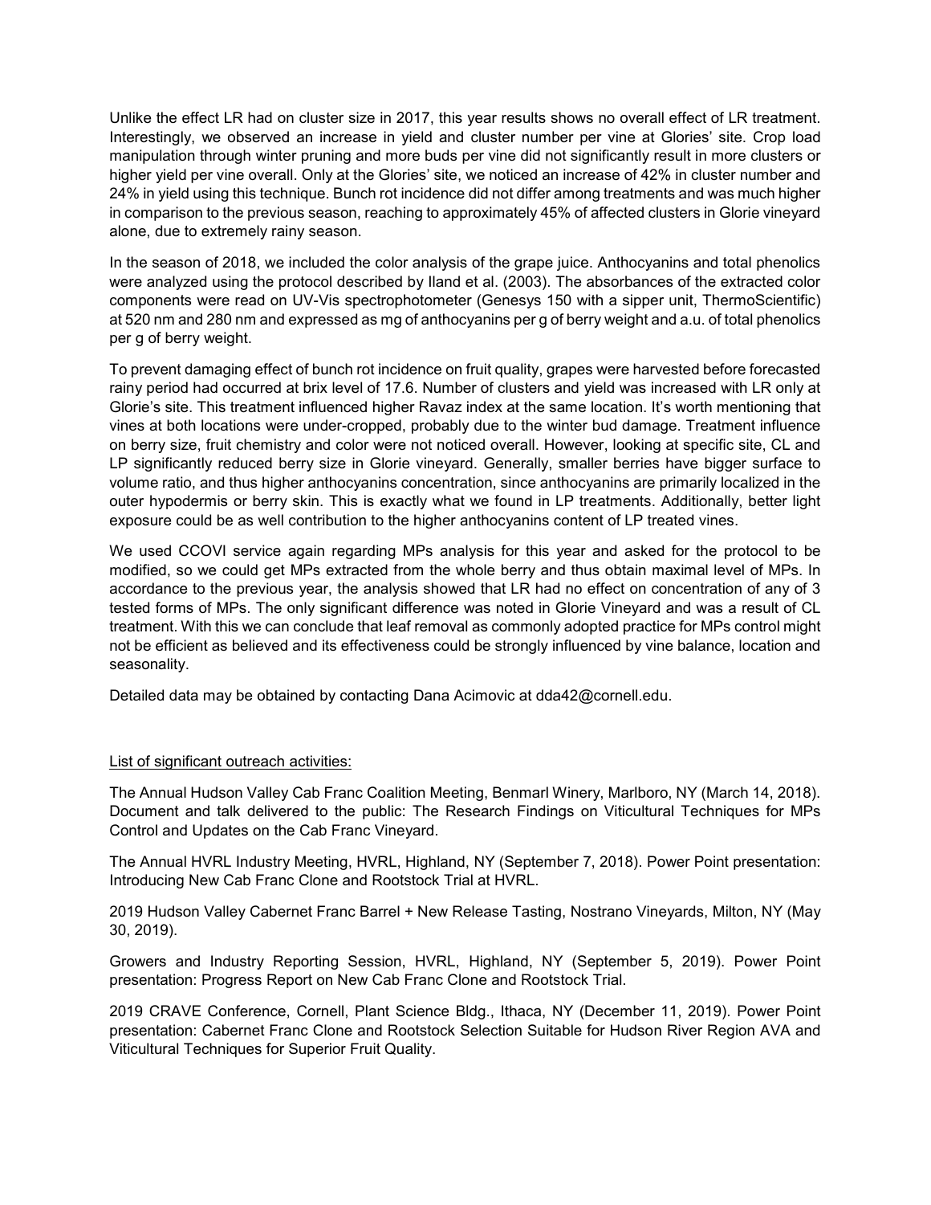Unlike the effect LR had on cluster size in 2017, this year results shows no overall effect of LR treatment. Interestingly, we observed an increase in yield and cluster number per vine at Glories' site. Crop load manipulation through winter pruning and more buds per vine did not significantly result in more clusters or higher yield per vine overall. Only at the Glories' site, we noticed an increase of 42% in cluster number and 24% in yield using this technique. Bunch rot incidence did not differ among treatments and was much higher in comparison to the previous season, reaching to approximately 45% of affected clusters in Glorie vineyard alone, due to extremely rainy season.

In the season of 2018, we included the color analysis of the grape juice. Anthocyanins and total phenolics were analyzed using the protocol described by Iland et al. (2003). The absorbances of the extracted color components were read on UV-Vis spectrophotometer (Genesys 150 with a sipper unit, ThermoScientific) at 520 nm and 280 nm and expressed as mg of anthocyanins per g of berry weight and a.u. of total phenolics per g of berry weight.

To prevent damaging effect of bunch rot incidence on fruit quality, grapes were harvested before forecasted rainy period had occurred at brix level of 17.6. Number of clusters and yield was increased with LR only at Glorie's site. This treatment influenced higher Ravaz index at the same location. It's worth mentioning that vines at both locations were under-cropped, probably due to the winter bud damage. Treatment influence on berry size, fruit chemistry and color were not noticed overall. However, looking at specific site, CL and LP significantly reduced berry size in Glorie vineyard. Generally, smaller berries have bigger surface to volume ratio, and thus higher anthocyanins concentration, since anthocyanins are primarily localized in the outer hypodermis or berry skin. This is exactly what we found in LP treatments. Additionally, better light exposure could be as well contribution to the higher anthocyanins content of LP treated vines.

We used CCOVI service again regarding MPs analysis for this year and asked for the protocol to be modified, so we could get MPs extracted from the whole berry and thus obtain maximal level of MPs. In accordance to the previous year, the analysis showed that LR had no effect on concentration of any of 3 tested forms of MPs. The only significant difference was noted in Glorie Vineyard and was a result of CL treatment. With this we can conclude that leaf removal as commonly adopted practice for MPs control might not be efficient as believed and its effectiveness could be strongly influenced by vine balance, location and seasonality.

Detailed data may be obtained by contacting Dana Acimovic at dda42@cornell.edu.

<u>List of significant outreach activities:</u>

The Annual Hudson Valley Cab Franc Coalition Meeting, Benmarl Winery, Marlboro, NY (March 14, 2018). Document and talk delivered to the public: The Research Findings on Viticultural Techniques for MPs Control and Updates on the Cab Franc Vineyard.

The Annual HVRL Industry Meeting, HVRL, Highland, NY (September 7, 2018). Power Point presentation: Introducing New Cab Franc Clone and Rootstock Trial at HVRL.

2019 Hudson Valley Cabernet Franc Barrel + New Release Tasting, Nostrano Vineyards, Milton, NY (May 30, 2019).

Growers and Industry Reporting Session, HVRL, Highland, NY (September 5, 2019). Power Point presentation: Progress Report on New Cab Franc Clone and Rootstock Trial.

2019 CRAVE Conference, Cornell, Plant Science Bldg., Ithaca, NY (December 11, 2019). Power Point presentation: Cabernet Franc Clone and Rootstock Selection Suitable for Hudson River Region AVA and Viticultural Techniques for Superior Fruit Quality.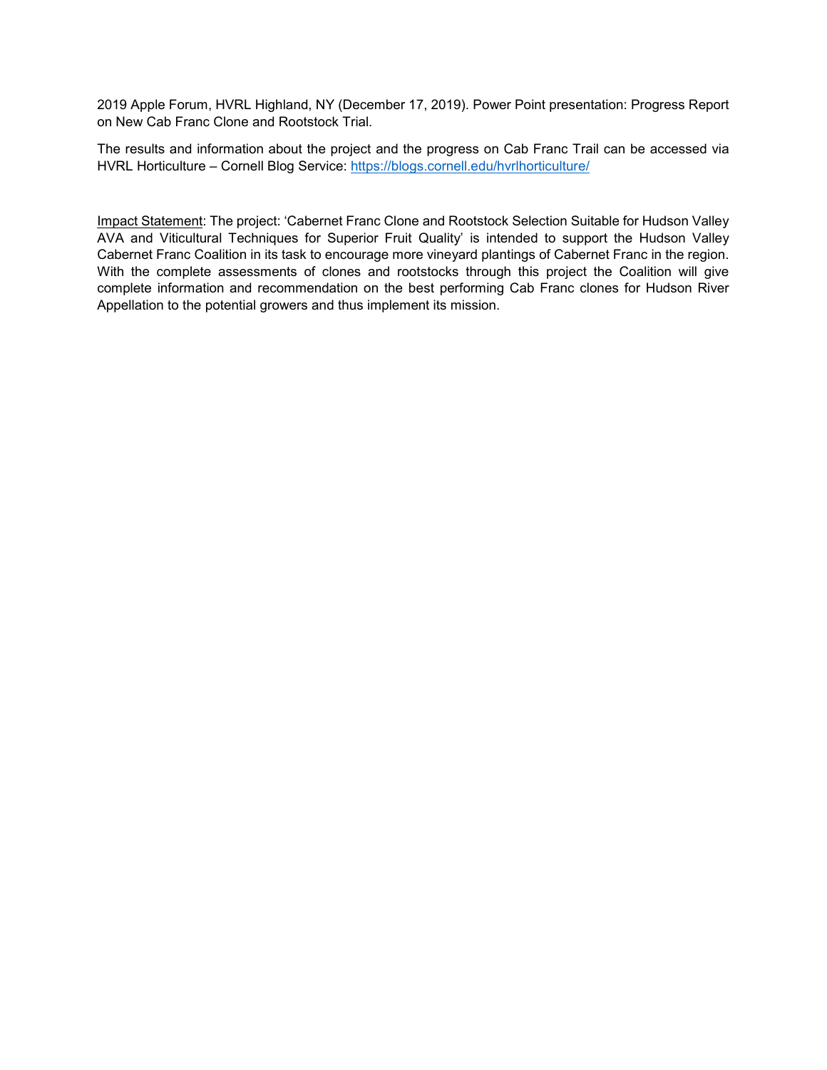2019 Apple Forum, HVRL Highland, NY (December 17, 2019). Power Point presentation: Progress Report on New Cab Franc Clone and Rootstock Trial.

The results and information about the project and the progress on Cab Franc Trail can be accessed via HVRL Horticulture – Cornell Blog Service: [https://blogs.cornell.edu/hvrlhorticulture/](https://blogs.cornell.edu/hvrlhorticulture/)

<u>Impact Statement</u>: The project: 'Cabernet Franc Clone and Rootstock Selection Suitable for Hudson Valley AVA and Viticultural Techniques for Superior Fruit Quality' is intended to support the Hudson Valley Cabernet Franc Coalition in its task to encourage more vineyard plantings of Cabernet Franc in the region. With the complete assessments of clones and rootstocks through this project the Coalition will give complete information and recommendation on the best performing Cab Franc clones for Hudson River Appellation to the potential growers and thus implement its mission.